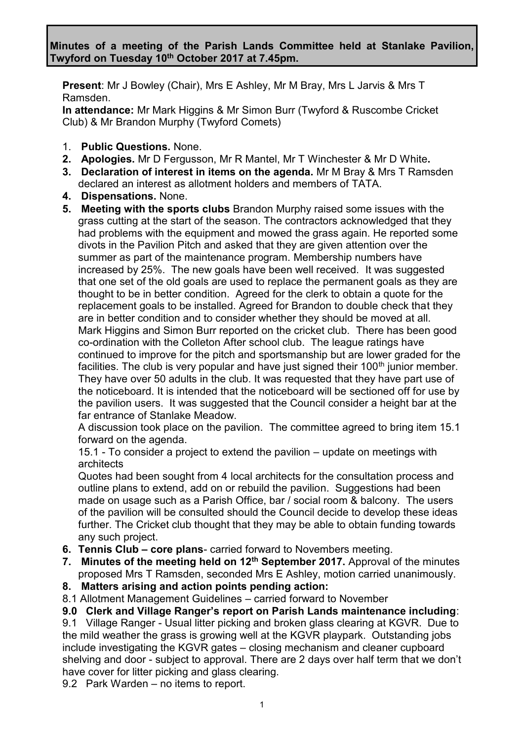**Minutes of a meeting of the Parish Lands Committee held at Stanlake Pavilion, Twyford on Tuesday 10th October 2017 at 7.45pm.**

**Present**: Mr J Bowley (Chair), Mrs E Ashley, Mr M Bray, Mrs L Jarvis & Mrs T Ramsden.
**In attendance:** Mr Mark Higgins & Mr Simon Burr (Twyford & Ruscombe Cricket Club) & Mr Brandon Murphy (Twyford Comets)

1. **Public Questions.** None.
2. **Apologies.** Mr D Fergusson, Mr R Mantel, Mr T Winchester & Mr D White**.**
3. **Declaration of interest in items on the agenda.** Mr M Bray & Mrs T Ramsden declared an interest as allotment holders and members of TATA.
4. **Dispensations.** None.
5. **Meeting with the sports clubs** Brandon Murphy raised some issues with the grass cutting at the start of the season. The contractors acknowledged that they had problems with the equipment and mowed the grass again. He reported some divots in the Pavilion Pitch and asked that they are given attention over the summer as part of the maintenance program. Membership numbers have increased by 25%. The new goals have been well received. It was suggested that one set of the old goals are used to replace the permanent goals as they are thought to be in better condition. Agreed for the clerk to obtain a quote for the replacement goals to be installed. Agreed for Brandon to double check that they are in better condition and to consider whether they should be moved at all.
   Mark Higgins and Simon Burr reported on the cricket club. There has been good co-ordination with the Colleton After school club. The league ratings have continued to improve for the pitch and sportsmanship but are lower graded for the facilities. The club is very popular and have just signed their 100th junior member. They have over 50 adults in the club. It was requested that they have part use of the noticeboard. It is intended that the noticeboard will be sectioned off for use by the pavilion users. It was suggested that the Council consider a height bar at the far entrance of Stanlake Meadow.
   A discussion took place on the pavilion. The committee agreed to bring item 15.1 forward on the agenda.
   15.1 - To consider a project to extend the pavilion – update on meetings with architects
   Quotes had been sought from 4 local architects for the consultation process and outline plans to extend, add on or rebuild the pavilion. Suggestions had been made on usage such as a Parish Office, bar / social room & balcony. The users of the pavilion will be consulted should the Council decide to develop these ideas further. The Cricket club thought that they may be able to obtain funding towards any such project.
6. **Tennis Club – core plans**- carried forward to Novembers meeting.
7. **Minutes of the meeting held on 12th September 2017.** Approval of the minutes proposed Mrs T Ramsden, seconded Mrs E Ashley, motion carried unanimously.
8. **Matters arising and action points pending action:**

8.1 Allotment Management Guidelines – carried forward to November

**9.0 Clerk and Village Ranger's report on Parish Lands maintenance including**:

9.1 Village Ranger - Usual litter picking and broken glass clearing at KGVR. Due to the mild weather the grass is growing well at the KGVR playpark. Outstanding jobs include investigating the KGVR gates – closing mechanism and cleaner cupboard shelving and door - subject to approval. There are 2 days over half term that we don't have cover for litter picking and glass clearing.

9.2 Park Warden – no items to report.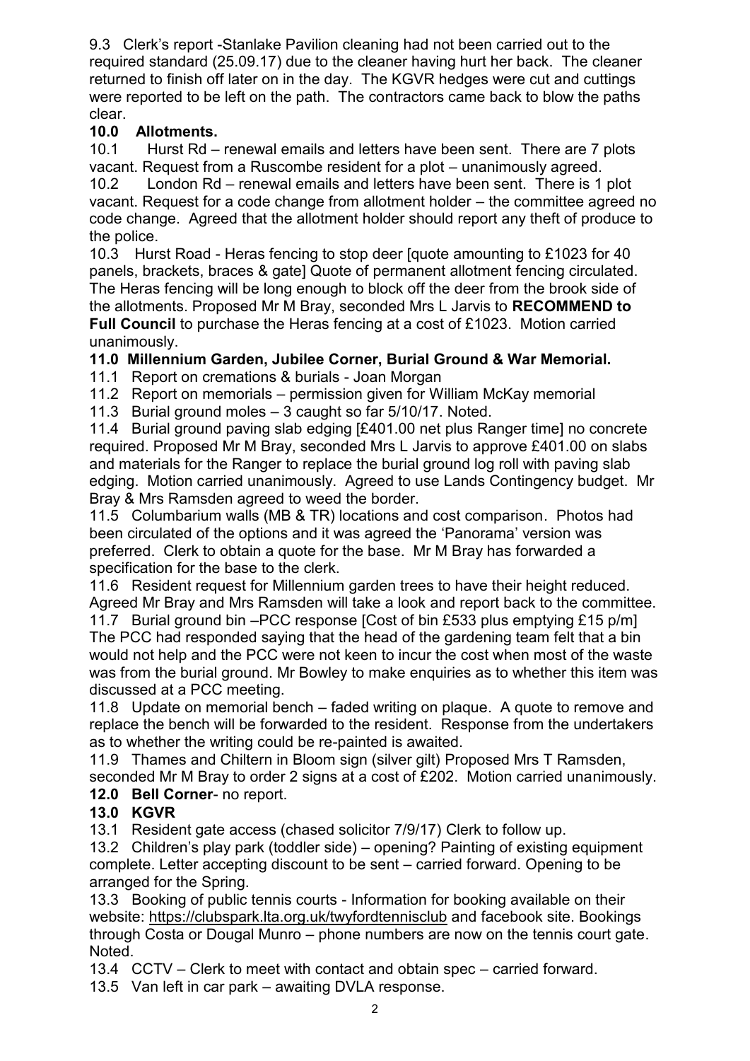9.3 Clerk's report -Stanlake Pavilion cleaning had not been carried out to the required standard (25.09.17) due to the cleaner having hurt her back. The cleaner returned to finish off later on in the day. The KGVR hedges were cut and cuttings were reported to be left on the path. The contractors came back to blow the paths clear.

**10.0 Allotments.**

10.1 Hurst Rd – renewal emails and letters have been sent. There are 7 plots vacant. Request from a Ruscombe resident for a plot – unanimously agreed.

10.2 London Rd – renewal emails and letters have been sent. There is 1 plot vacant. Request for a code change from allotment holder – the committee agreed no code change. Agreed that the allotment holder should report any theft of produce to the police.

10.3 Hurst Road - Heras fencing to stop deer [quote amounting to £1023 for 40 panels, brackets, braces & gate] Quote of permanent allotment fencing circulated. The Heras fencing will be long enough to block off the deer from the brook side of the allotments. Proposed Mr M Bray, seconded Mrs L Jarvis to **RECOMMEND to Full Council** to purchase the Heras fencing at a cost of £1023. Motion carried unanimously.

**11.0 Millennium Garden, Jubilee Corner, Burial Ground & War Memorial.**

11.1 Report on cremations & burials - Joan Morgan

11.2 Report on memorials – permission given for William McKay memorial

11.3 Burial ground moles – 3 caught so far 5/10/17. Noted.

11.4 Burial ground paving slab edging [£401.00 net plus Ranger time] no concrete required. Proposed Mr M Bray, seconded Mrs L Jarvis to approve £401.00 on slabs and materials for the Ranger to replace the burial ground log roll with paving slab edging. Motion carried unanimously. Agreed to use Lands Contingency budget. Mr Bray & Mrs Ramsden agreed to weed the border.

11.5 Columbarium walls (MB & TR) locations and cost comparison. Photos had been circulated of the options and it was agreed the 'Panorama' version was preferred. Clerk to obtain a quote for the base. Mr M Bray has forwarded a specification for the base to the clerk.

11.6 Resident request for Millennium garden trees to have their height reduced. Agreed Mr Bray and Mrs Ramsden will take a look and report back to the committee.

11.7 Burial ground bin –PCC response [Cost of bin £533 plus emptying £15 p/m] The PCC had responded saying that the head of the gardening team felt that a bin would not help and the PCC were not keen to incur the cost when most of the waste was from the burial ground. Mr Bowley to make enquiries as to whether this item was discussed at a PCC meeting.

11.8 Update on memorial bench – faded writing on plaque. A quote to remove and replace the bench will be forwarded to the resident. Response from the undertakers as to whether the writing could be re-painted is awaited.

11.9 Thames and Chiltern in Bloom sign (silver gilt) Proposed Mrs T Ramsden, seconded Mr M Bray to order 2 signs at a cost of £202. Motion carried unanimously.

**12.0 Bell Corner**- no report.

**13.0 KGVR**

13.1 Resident gate access (chased solicitor 7/9/17) Clerk to follow up.

13.2 Children's play park (toddler side) – opening? Painting of existing equipment complete. Letter accepting discount to be sent – carried forward. Opening to be arranged for the Spring.

13.3 Booking of public tennis courts - Information for booking available on their website: https://clubspark.lta.org.uk/twyfordtennisclub and facebook site. Bookings through Costa or Dougal Munro – phone numbers are now on the tennis court gate. Noted.

13.4 CCTV – Clerk to meet with contact and obtain spec – carried forward.

13.5 Van left in car park – awaiting DVLA response.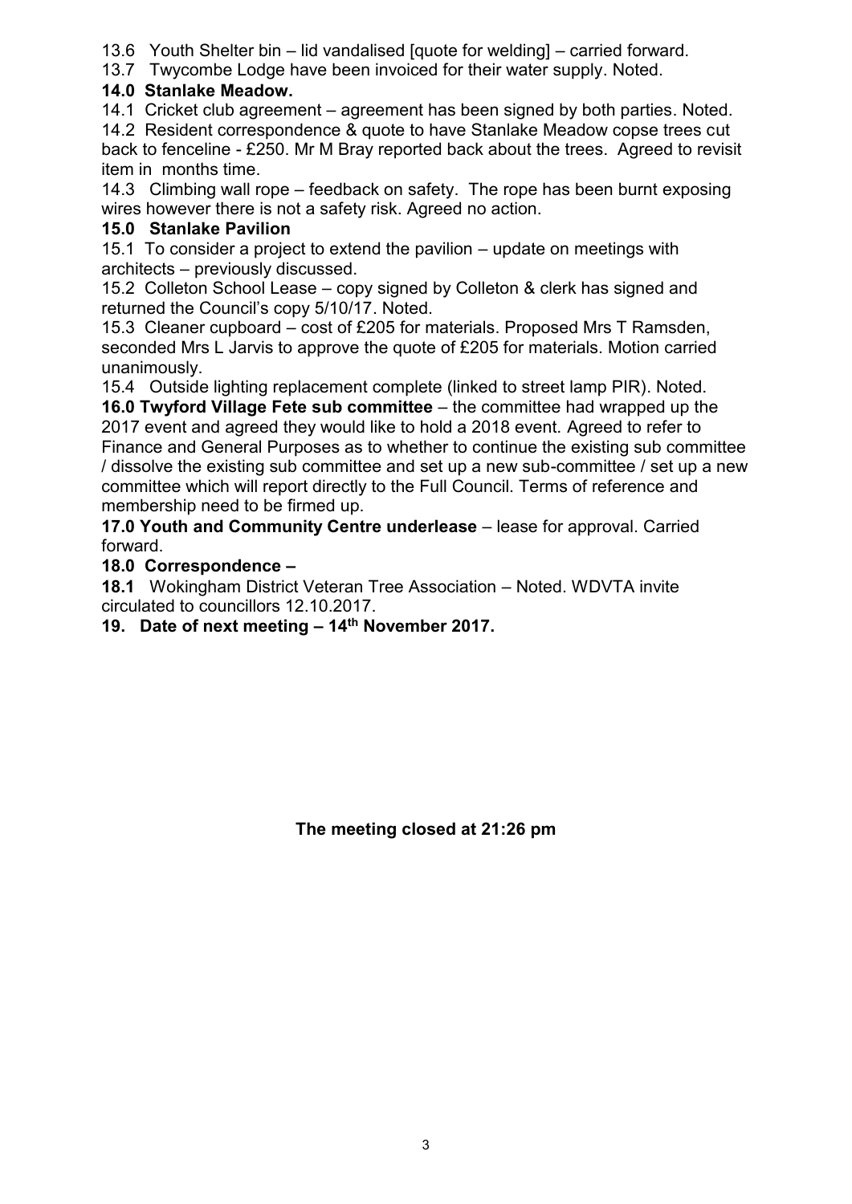13.6 Youth Shelter bin – lid vandalised [quote for welding] – carried forward.

13.7 Twycombe Lodge have been invoiced for their water supply. Noted.

**14.0 Stanlake Meadow.**

14.1 Cricket club agreement – agreement has been signed by both parties. Noted.

14.2 Resident correspondence & quote to have Stanlake Meadow copse trees cut back to fenceline - £250. Mr M Bray reported back about the trees. Agreed to revisit item in months time.

14.3 Climbing wall rope – feedback on safety. The rope has been burnt exposing wires however there is not a safety risk. Agreed no action.

**15.0 Stanlake Pavilion**

15.1 To consider a project to extend the pavilion – update on meetings with architects – previously discussed.

15.2 Colleton School Lease – copy signed by Colleton & clerk has signed and returned the Council's copy 5/10/17. Noted.

15.3 Cleaner cupboard – cost of £205 for materials. Proposed Mrs T Ramsden, seconded Mrs L Jarvis to approve the quote of £205 for materials. Motion carried unanimously.

15.4 Outside lighting replacement complete (linked to street lamp PIR). Noted.

**16.0 Twyford Village Fete sub committee** – the committee had wrapped up the 2017 event and agreed they would like to hold a 2018 event. Agreed to refer to Finance and General Purposes as to whether to continue the existing sub committee / dissolve the existing sub committee and set up a new sub-committee / set up a new committee which will report directly to the Full Council. Terms of reference and membership need to be firmed up.

**17.0 Youth and Community Centre underlease** – lease for approval. Carried forward.

**18.0 Correspondence –**

**18.1** Wokingham District Veteran Tree Association – Noted. WDVTA invite circulated to councillors 12.10.2017.

**19. Date of next meeting – 14th November 2017.**

**The meeting closed at 21:26 pm**